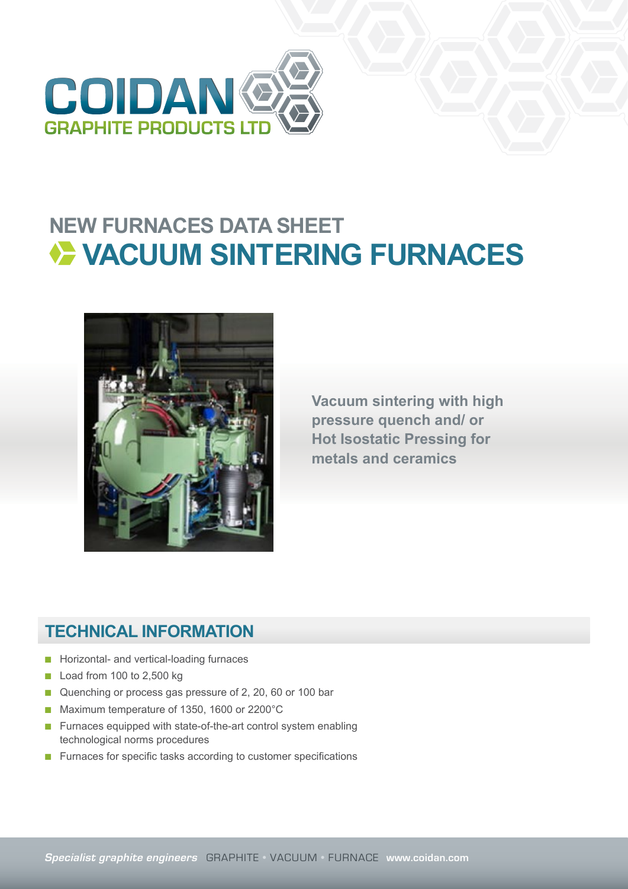COIDAN
GRAPHITE PRODUCTS LTD

## NEW FURNACES DATA SHEET

# VACUUM SINTERING FURNACES

**Vacuum sintering with high pressure quench and/ or Hot Isostatic Pressing for metals and ceramics**

## TECHNICAL INFORMATION

- Horizontal- and vertical-loading furnaces
- Load from 100 to 2,500 kg
- Quenching or process gas pressure of 2, 20, 60 or 100 bar
- Maximum temperature of 1350, 1600 or 2200°C
- Furnaces equipped with state-of-the-art control system enabling technological norms procedures
- Furnaces for specific tasks according to customer specifications

*Specialist graphite engineers* GRAPHITE • VACUUM • FURNACE **www.coidan.com**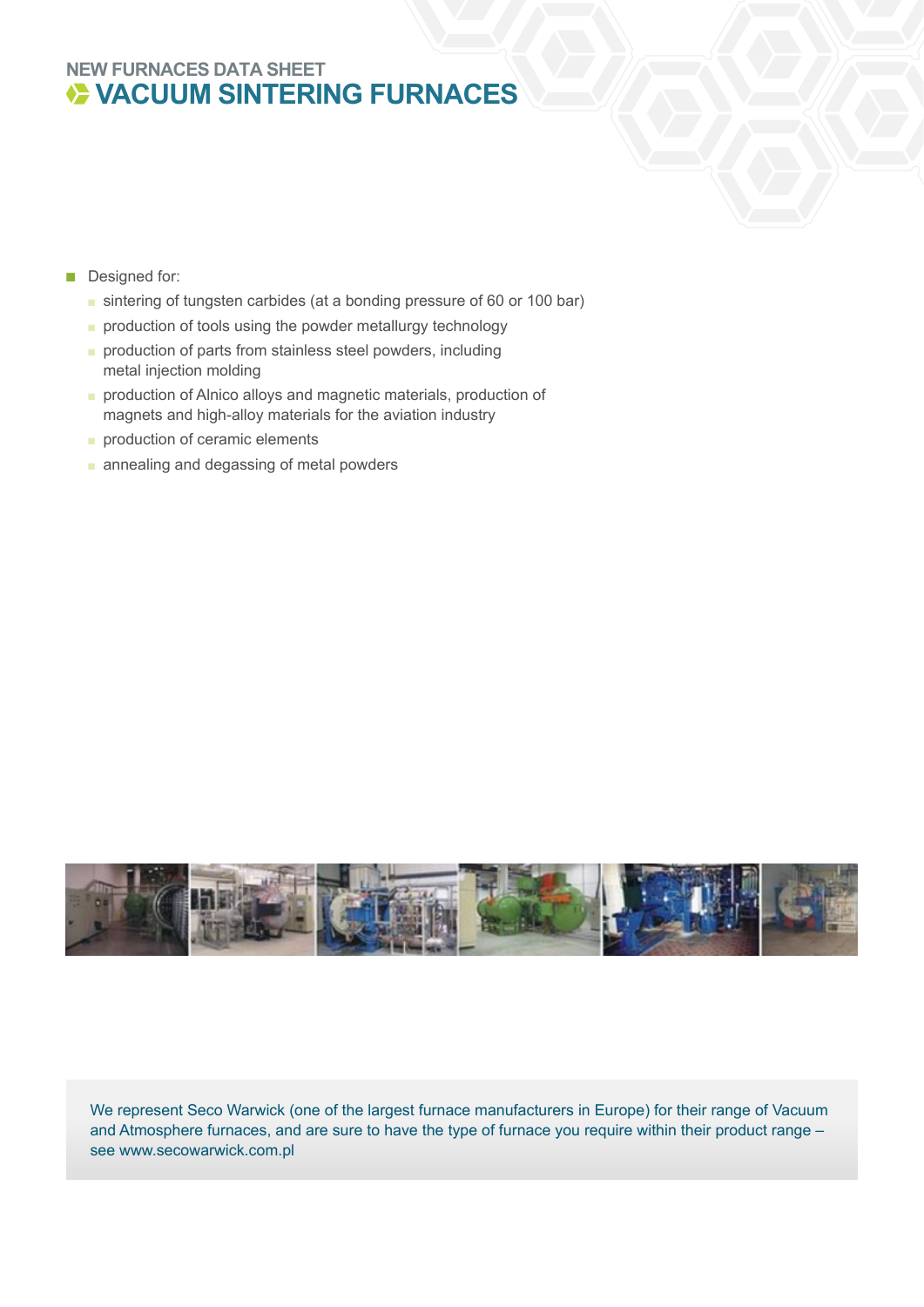NEW FURNACES DATA SHEET

# VACUUM SINTERING FURNACES

- Designed for:
  - sintering of tungsten carbides (at a bonding pressure of 60 or 100 bar)
  - production of tools using the powder metallurgy technology
  - production of parts from stainless steel powders, including metal injection molding
  - production of Alnico alloys and magnetic materials, production of magnets and high-alloy materials for the aviation industry
  - production of ceramic elements
  - annealing and degassing of metal powders

We represent Seco Warwick (one of the largest furnace manufacturers in Europe) for their range of Vacuum and Atmosphere furnaces, and are sure to have the type of furnace you require within their product range – see www.secowarwick.com.pl